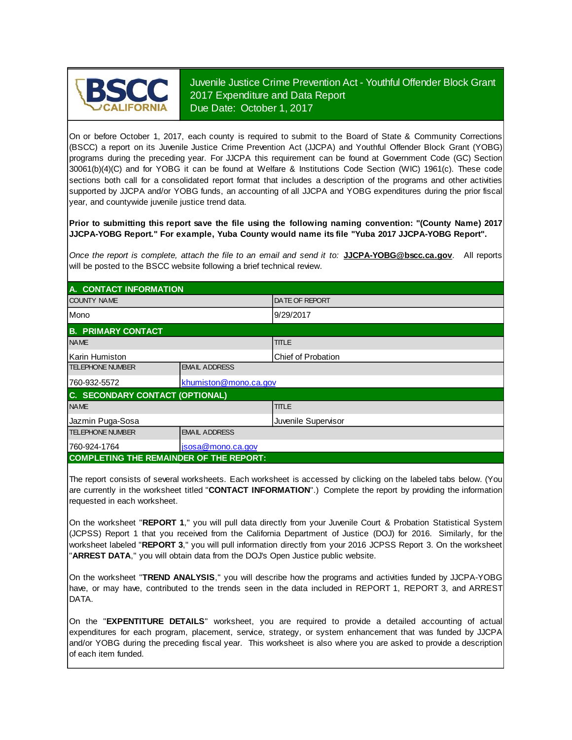# Juvenile Justice Crime Prevention Act - Youthful Offender Block Grant 2017 Expenditure and Data Report

Due Date: October 1, 2017

On or before October 1, 2017, each county is required to submit to the Board of State & Community Corrections (BSCC) a report on its Juvenile Justice Crime Prevention Act (JJCPA) and Youthful Offender Block Grant (YOBG) programs during the preceding year. For JJCPA this requirement can be found at Government Code (GC) Section 30061(b)(4)(C) and for YOBG it can be found at Welfare & Institutions Code Section (WIC) 1961(c). These code sections both call for a consolidated report format that includes a description of the programs and other activities supported by JJCPA and/or YOBG funds, an accounting of all JJCPA and YOBG expenditures during the prior fiscal year, and countywide juvenile justice trend data.

**Prior to submitting this report save the file using the following naming convention: "(County Name) 2017 JJCPA-YOBG Report." For example, Yuba County would name its file "Yuba 2017 JJCPA-YOBG Report".**

*Once the report is complete, attach the file to an email and send it to:* **JJCPA-YOBG@bscc.ca.gov**. All reports will be posted to the BSCC website following a brief technical review.

## A. CONTACT INFORMATION

| COUNTY NAME | DATE OF REPORT |
|---|---|
| Mono | 9/29/2017 |

## B. PRIMARY CONTACT

| NAME | TITLE |
|---|---|
| Karin Humiston | Chief of Probation |

| TELEPHONE NUMBER | EMAIL ADDRESS |
|---|---|
| 760-932-5572 | khumiston@mono.ca.gov |

## C. SECONDARY CONTACT (OPTIONAL)

| NAME | TITLE |
|---|---|
| Jazmin Puga-Sosa | Juvenile Supervisor |

| TELEPHONE NUMBER | EMAIL ADDRESS |
|---|---|
| 760-924-1764 | jsosa@mono.ca.gov |

## COMPLETING THE REMAINDER OF THE REPORT:

The report consists of several worksheets. Each worksheet is accessed by clicking on the labeled tabs below. (You are currently in the worksheet titled "**CONTACT INFORMATION**".) Complete the report by providing the information requested in each worksheet.

On the worksheet "**REPORT 1**," you will pull data directly from your Juvenile Court & Probation Statistical System (JCPSS) Report 1 that you received from the California Department of Justice (DOJ) for 2016. Similarly, for the worksheet labeled "**REPORT 3**," you will pull information directly from your 2016 JCPSS Report 3. On the worksheet "**ARREST DATA**," you will obtain data from the DOJ's Open Justice public website.

On the worksheet "**TREND ANALYSIS**," you will describe how the programs and activities funded by JJCPA-YOBG have, or may have, contributed to the trends seen in the data included in REPORT 1, REPORT 3, and ARREST DATA.

On the "**EXPENTITURE DETAILS**" worksheet, you are required to provide a detailed accounting of actual expenditures for each program, placement, service, strategy, or system enhancement that was funded by JJCPA and/or YOBG during the preceding fiscal year. This worksheet is also where you are asked to provide a description of each item funded.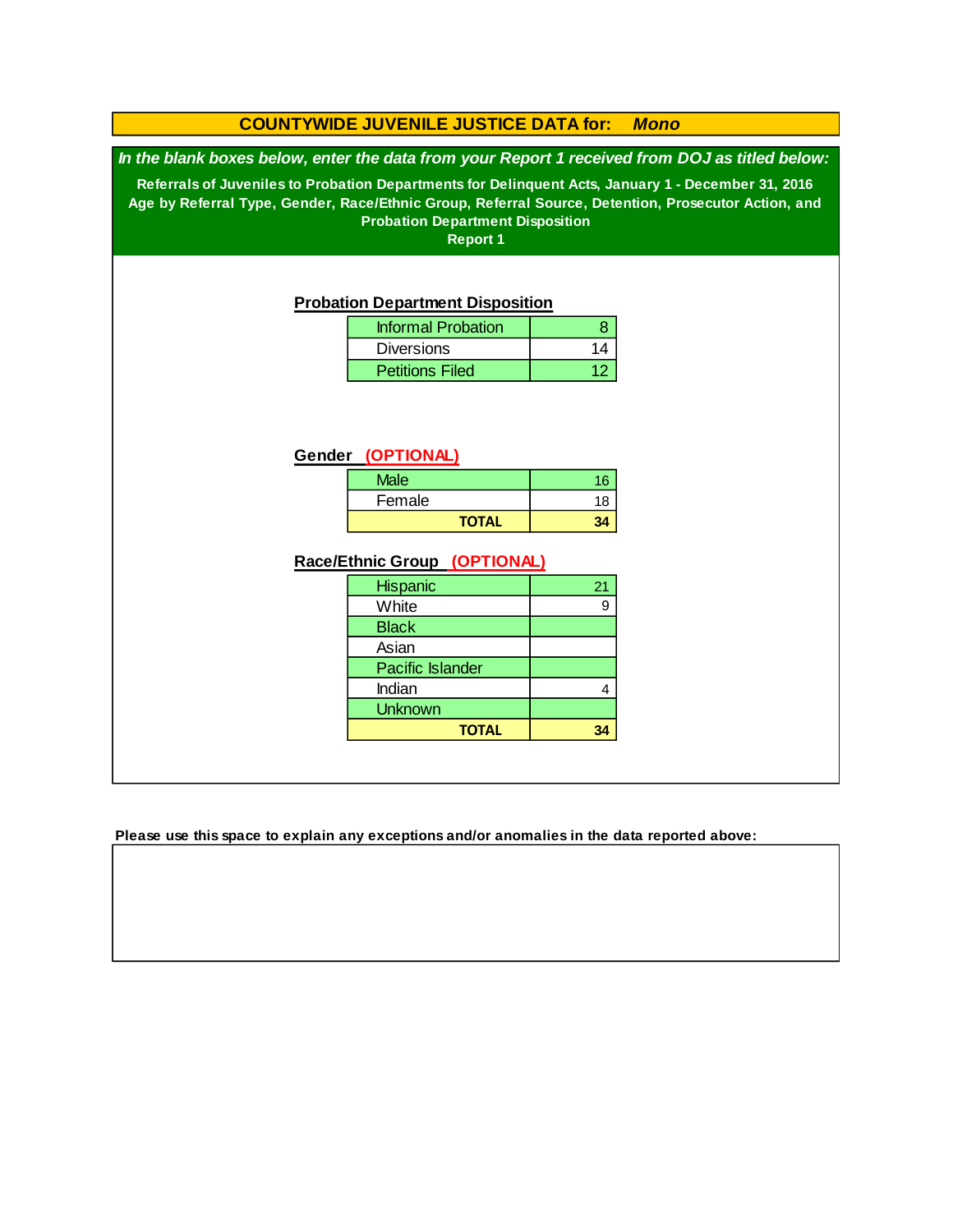# COUNTYWIDE JUVENILE JUSTICE DATA for: *Mono*

***In the blank boxes below, enter the data from your Report 1 received from DOJ as titled below:***

**Referrals of Juveniles to Probation Departments for Delinquent Acts, January 1 - December 31, 2016**
**Age by Referral Type, Gender, Race/Ethnic Group, Referral Source, Detention, Prosecutor Action, and Probation Department Disposition**
**Report 1**

**Probation Department Disposition**

| | |
|---|---|
| Informal Probation | 8 |
| Diversions | 14 |
| Petitions Filed | 12 |

**Gender (OPTIONAL)**

| | |
|---|---|
| Male | 16 |
| Female | 18 |
| **TOTAL** | **34** |

**Race/Ethnic Group (OPTIONAL)**

| | |
|---|---|
| Hispanic | 21 |
| White | 9 |
| Black | |
| Asian | |
| Pacific Islander | |
| Indian | 4 |
| Unknown | |
| **TOTAL** | **34** |

**Please use this space to explain any exceptions and/or anomalies in the data reported above:**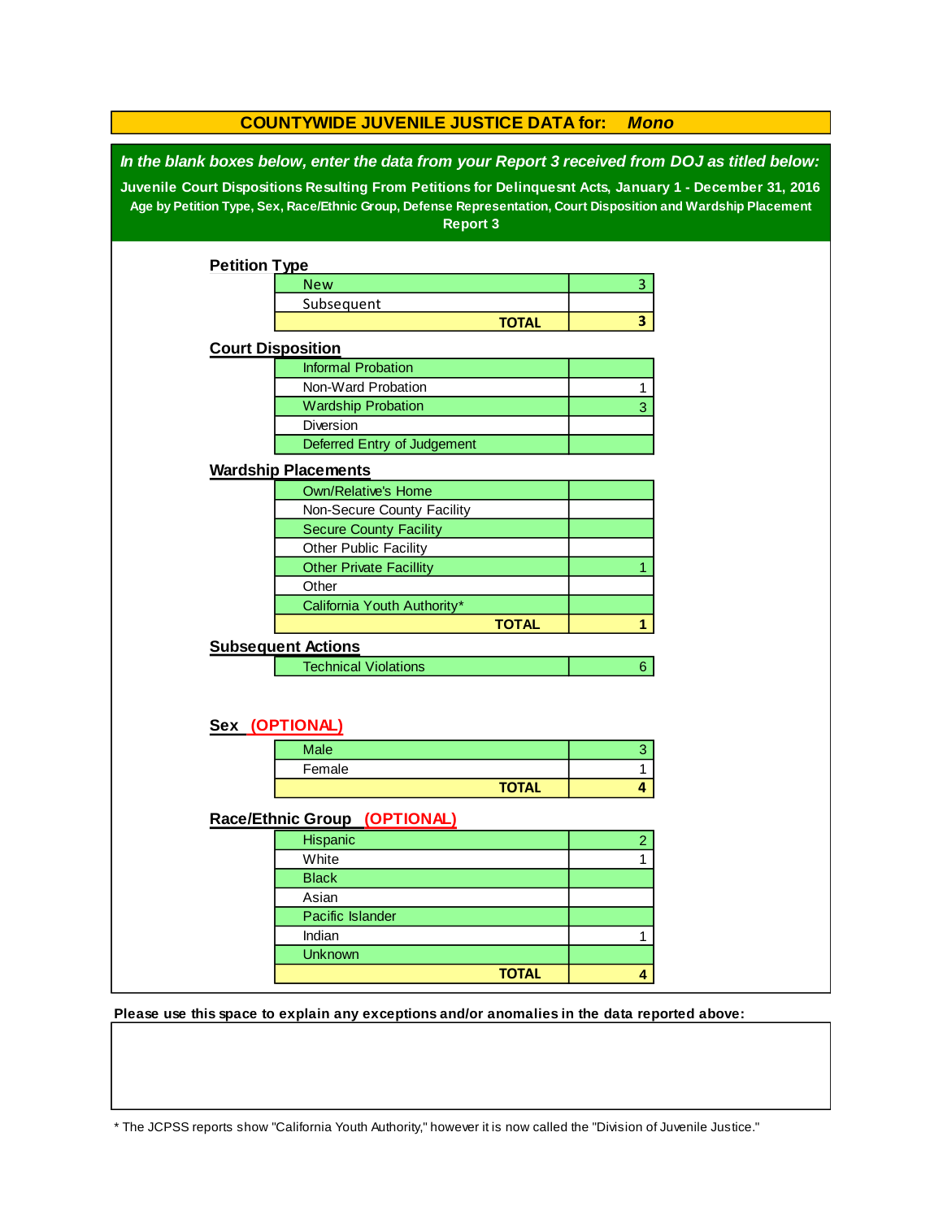# COUNTYWIDE JUVENILE JUSTICE DATA for: *Mono*

***In the blank boxes below, enter the data from your Report 3 received from DOJ as titled below:***

**Juvenile Court Dispositions Resulting From Petitions for Delinquesnt Acts, January 1 - December 31, 2016**

**Age by Petition Type, Sex, Race/Ethnic Group, Defense Representation, Court Disposition and Wardship Placement**

**Report 3**

## Petition Type

| | |
|---|---|
| New | 3 |
| Subsequent | |
| **TOTAL** | **3** |

## Court Disposition

| | |
|---|---|
| Informal Probation | |
| Non-Ward Probation | 1 |
| Wardship Probation | 3 |
| Diversion | |
| Deferred Entry of Judgement | |

## Wardship Placements

| | |
|---|---|
| Own/Relative's Home | |
| Non-Secure County Facility | |
| Secure County Facility | |
| Other Public Facility | |
| Other Private Facillity | 1 |
| Other | |
| California Youth Authority* | |
| **TOTAL** | **1** |

## Subsequent Actions

| | |
|---|---|
| Technical Violations | 6 |

## Sex (OPTIONAL)

| | |
|---|---|
| Male | 3 |
| Female | 1 |
| **TOTAL** | **4** |

## Race/Ethnic Group (OPTIONAL)

| | |
|---|---|
| Hispanic | 2 |
| White | 1 |
| Black | |
| Asian | |
| Pacific Islander | |
| Indian | 1 |
| Unknown | |
| **TOTAL** | **4** |

**Please use this space to explain any exceptions and/or anomalies in the data reported above:**

* The JCPSS reports show "California Youth Authority," however it is now called the "Division of Juvenile Justice."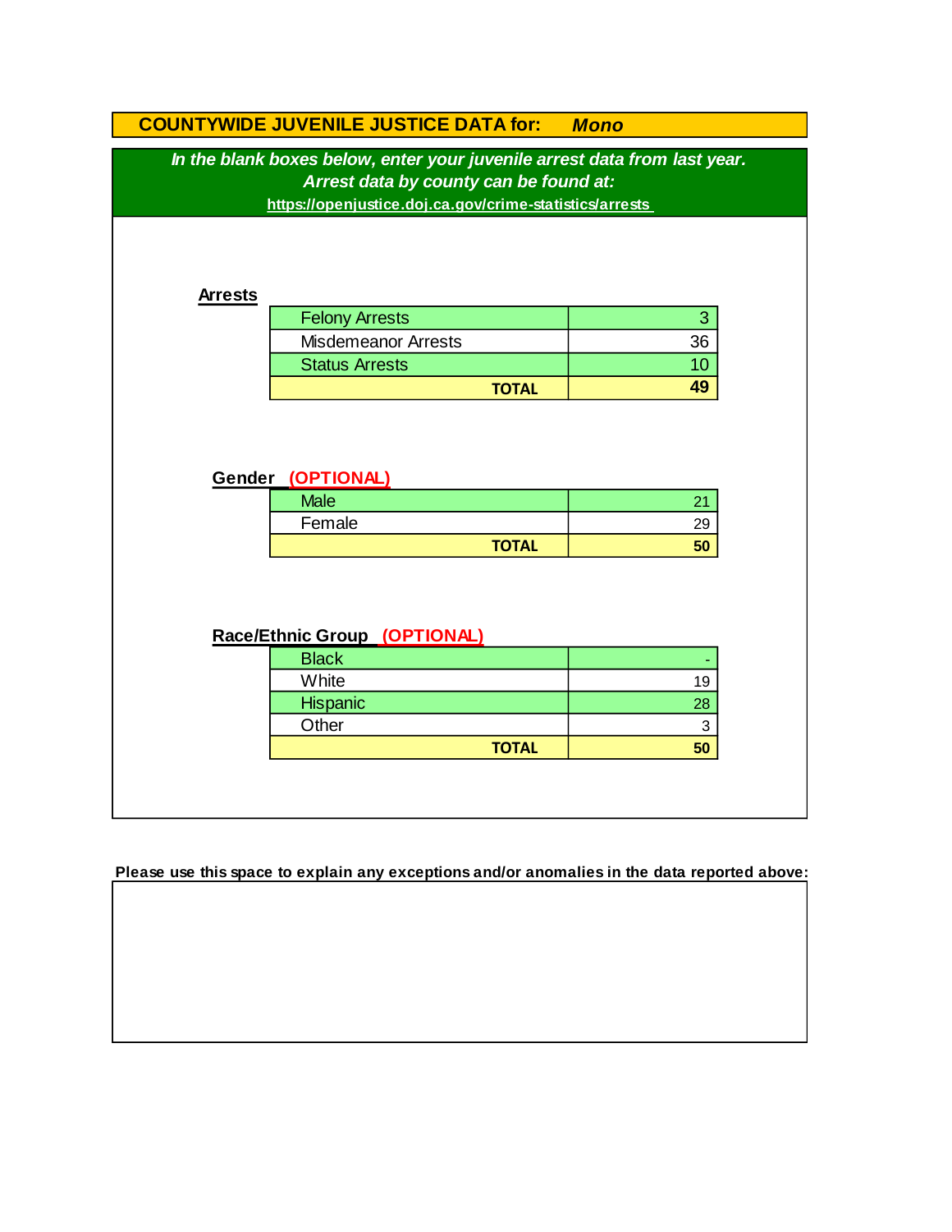# COUNTYWIDE JUVENILE JUSTICE DATA for: *Mono*

***In the blank boxes below, enter your juvenile arrest data from last year.***
***Arrest data by county can be found at:***
**https://openjustice.doj.ca.gov/crime-statistics/arrests**

**Arrests**

| | |
|---|---|
| Felony Arrests | 3 |
| Misdemeanor Arrests | 36 |
| Status Arrests | 10 |
| **TOTAL** | **49** |

**Gender (OPTIONAL)**

| | |
|---|---|
| Male | 21 |
| Female | 29 |
| **TOTAL** | **50** |

**Race/Ethnic Group (OPTIONAL)**

| | |
|---|---|
| Black | - |
| White | 19 |
| Hispanic | 28 |
| Other | 3 |
| **TOTAL** | **50** |

**Please use this space to explain any exceptions and/or anomalies in the data reported above:**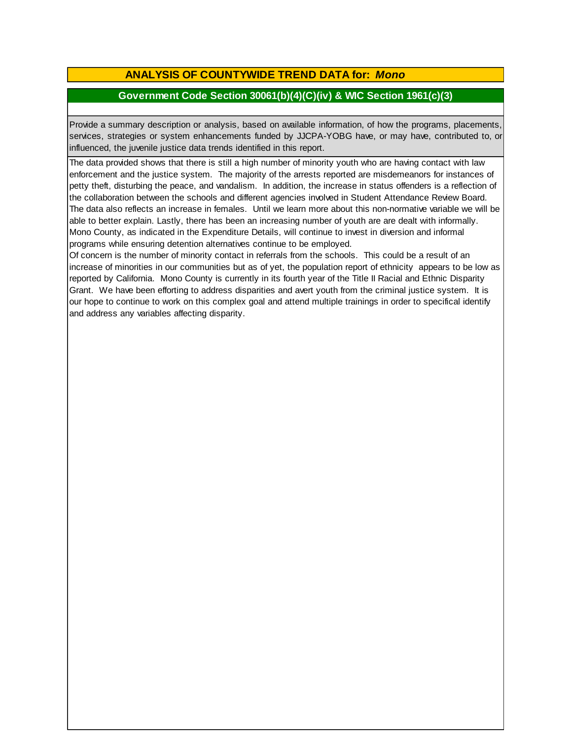## ANALYSIS OF COUNTYWIDE TREND DATA for: *Mono*

### Government Code Section 30061(b)(4)(C)(iv) & WIC Section 1961(c)(3)

Provide a summary description or analysis, based on available information, of how the programs, placements, services, strategies or system enhancements funded by JJCPA-YOBG have, or may have, contributed to, or influenced, the juvenile justice data trends identified in this report.

The data provided shows that there is still a high number of minority youth who are having contact with law enforcement and the justice system. The majority of the arrests reported are misdemeanors for instances of petty theft, disturbing the peace, and vandalism. In addition, the increase in status offenders is a reflection of the collaboration between the schools and different agencies involved in Student Attendance Review Board. The data also reflects an increase in females. Until we learn more about this non-normative variable we will be able to better explain. Lastly, there has been an increasing number of youth are are dealt with informally. Mono County, as indicated in the Expenditure Details, will continue to invest in diversion and informal programs while ensuring detention alternatives continue to be employed.

Of concern is the number of minority contact in referrals from the schools. This could be a result of an increase of minorities in our communities but as of yet, the population report of ethnicity appears to be low as reported by California. Mono County is currently in its fourth year of the Title II Racial and Ethnic Disparity Grant. We have been efforting to address disparities and avert youth from the criminal justice system. It is our hope to continue to work on this complex goal and attend multiple trainings in order to specifical identify and address any variables affecting disparity.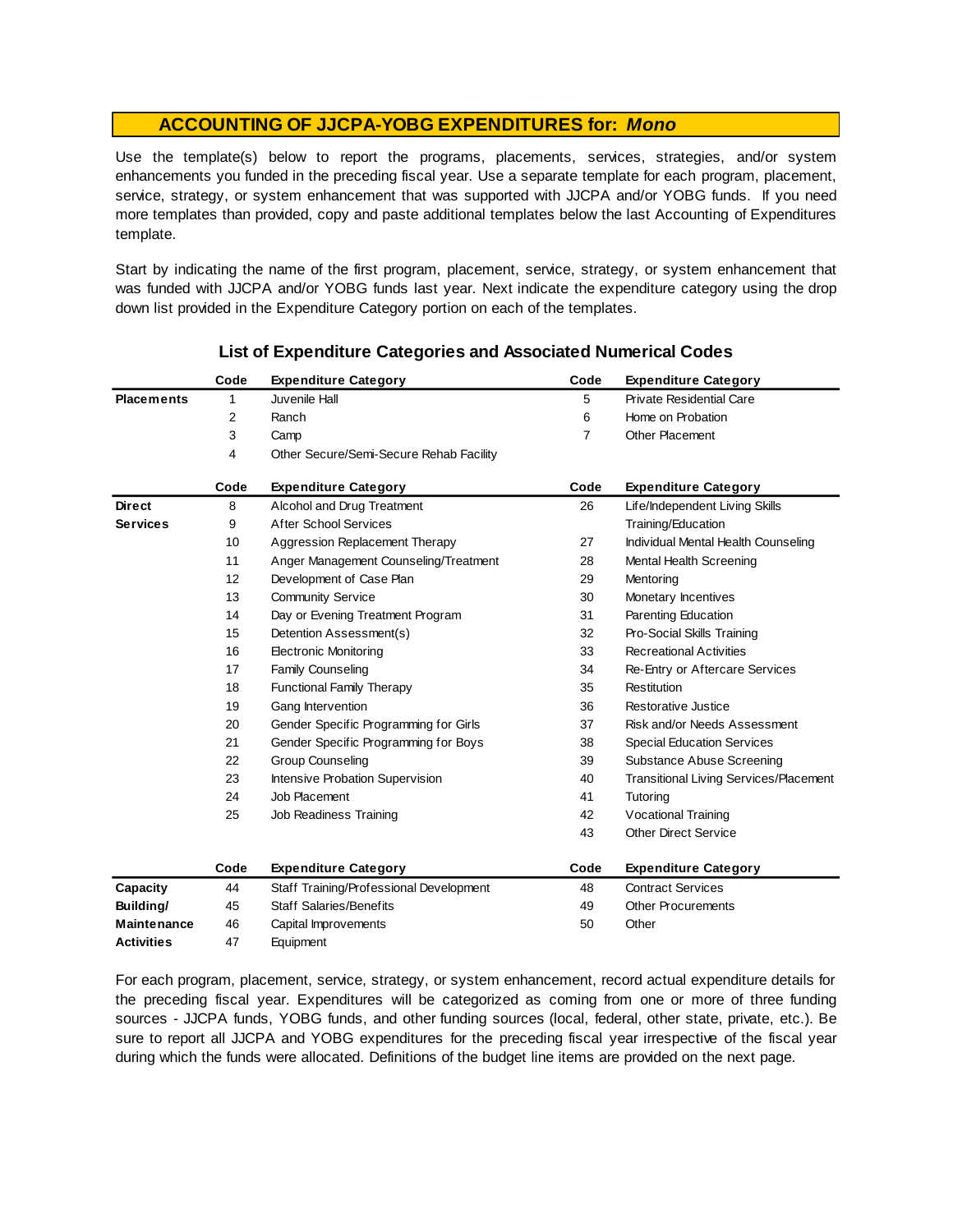## ACCOUNTING OF JJCPA-YOBG EXPENDITURES for: *Mono*

Use the template(s) below to report the programs, placements, services, strategies, and/or system enhancements you funded in the preceding fiscal year. Use a separate template for each program, placement, service, strategy, or system enhancement that was supported with JJCPA and/or YOBG funds. If you need more templates than provided, copy and paste additional templates below the last Accounting of Expenditures template.

Start by indicating the name of the first program, placement, service, strategy, or system enhancement that was funded with JJCPA and/or YOBG funds last year. Next indicate the expenditure category using the drop down list provided in the Expenditure Category portion on each of the templates.

### List of Expenditure Categories and Associated Numerical Codes

| | Code | Expenditure Category | Code | Expenditure Category |
|---|---|---|---|---|
| **Placements** | 1 | Juvenile Hall | 5 | Private Residential Care |
| | 2 | Ranch | 6 | Home on Probation |
| | 3 | Camp | 7 | Other Placement |
| | 4 | Other Secure/Semi-Secure Rehab Facility | | |

| | Code | Expenditure Category | Code | Expenditure Category |
|---|---|---|---|---|
| **Direct Services** | 8 | Alcohol and Drug Treatment | 26 | Life/Independent Living Skills Training/Education |
| | 9 | After School Services | | |
| | 10 | Aggression Replacement Therapy | 27 | Individual Mental Health Counseling |
| | 11 | Anger Management Counseling/Treatment | 28 | Mental Health Screening |
| | 12 | Development of Case Plan | 29 | Mentoring |
| | 13 | Community Service | 30 | Monetary Incentives |
| | 14 | Day or Evening Treatment Program | 31 | Parenting Education |
| | 15 | Detention Assessment(s) | 32 | Pro-Social Skills Training |
| | 16 | Electronic Monitoring | 33 | Recreational Activities |
| | 17 | Family Counseling | 34 | Re-Entry or Aftercare Services |
| | 18 | Functional Family Therapy | 35 | Restitution |
| | 19 | Gang Intervention | 36 | Restorative Justice |
| | 20 | Gender Specific Programming for Girls | 37 | Risk and/or Needs Assessment |
| | 21 | Gender Specific Programming for Boys | 38 | Special Education Services |
| | 22 | Group Counseling | 39 | Substance Abuse Screening |
| | 23 | Intensive Probation Supervision | 40 | Transitional Living Services/Placement |
| | 24 | Job Placement | 41 | Tutoring |
| | 25 | Job Readiness Training | 42 | Vocational Training |
| | | | 43 | Other Direct Service |

| | Code | Expenditure Category | Code | Expenditure Category |
|---|---|---|---|---|
| **Capacity Building/ Maintenance Activities** | 44 | Staff Training/Professional Development | 48 | Contract Services |
| | 45 | Staff Salaries/Benefits | 49 | Other Procurements |
| | 46 | Capital Improvements | 50 | Other |
| | 47 | Equipment | | |

For each program, placement, service, strategy, or system enhancement, record actual expenditure details for the preceding fiscal year. Expenditures will be categorized as coming from one or more of three funding sources - JJCPA funds, YOBG funds, and other funding sources (local, federal, other state, private, etc.). Be sure to report all JJCPA and YOBG expenditures for the preceding fiscal year irrespective of the fiscal year during which the funds were allocated. Definitions of the budget line items are provided on the next page.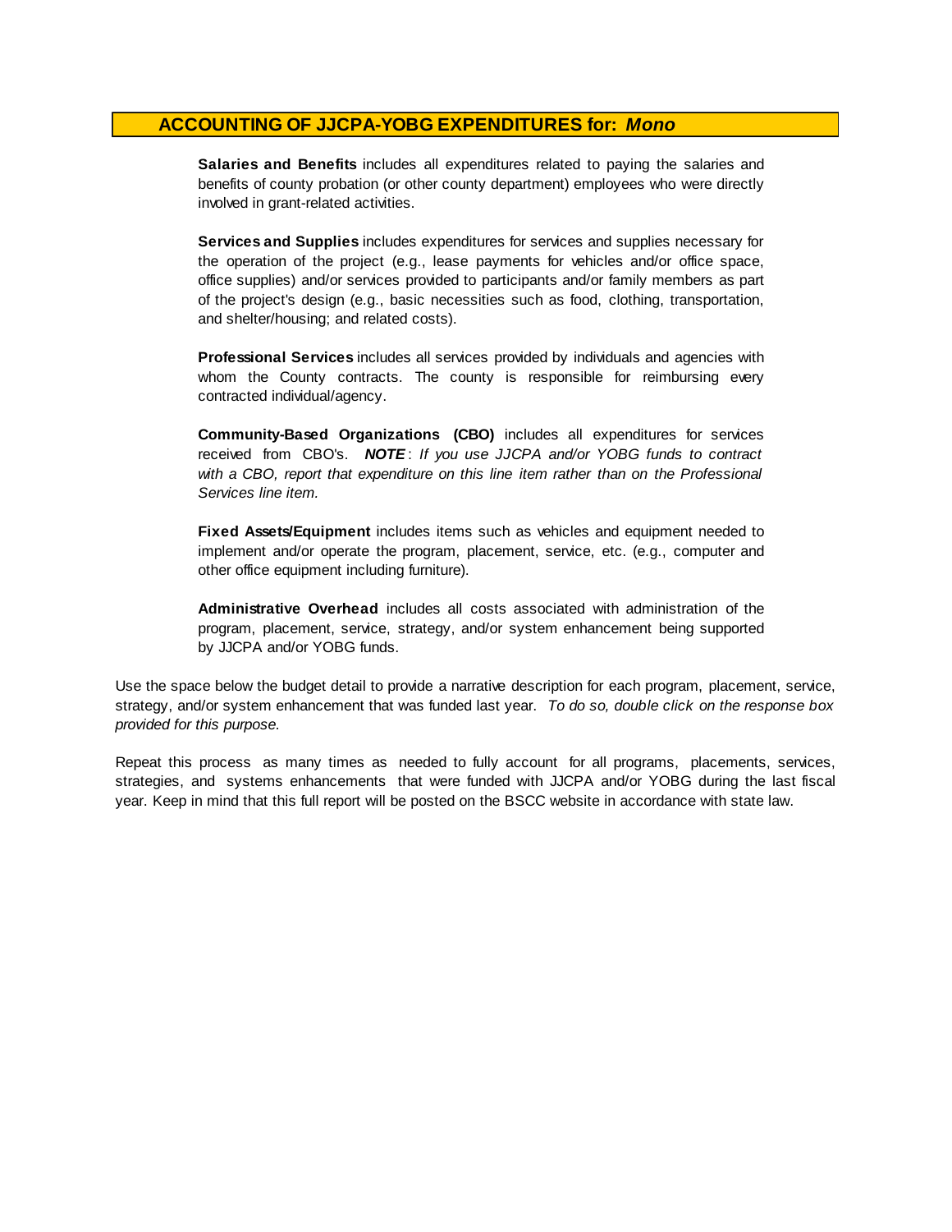## ACCOUNTING OF JJCPA-YOBG EXPENDITURES for: *Mono*

**Salaries and Benefits** includes all expenditures related to paying the salaries and benefits of county probation (or other county department) employees who were directly involved in grant-related activities.

**Services and Supplies** includes expenditures for services and supplies necessary for the operation of the project (e.g., lease payments for vehicles and/or office space, office supplies) and/or services provided to participants and/or family members as part of the project's design (e.g., basic necessities such as food, clothing, transportation, and shelter/housing; and related costs).

**Professional Services** includes all services provided by individuals and agencies with whom the County contracts. The county is responsible for reimbursing every contracted individual/agency.

**Community-Based Organizations (CBO)** includes all expenditures for services received from CBO's. ***NOTE***: *If you use JJCPA and/or YOBG funds to contract with a CBO, report that expenditure on this line item rather than on the Professional Services line item.*

**Fixed Assets/Equipment** includes items such as vehicles and equipment needed to implement and/or operate the program, placement, service, etc. (e.g., computer and other office equipment including furniture).

**Administrative Overhead** includes all costs associated with administration of the program, placement, service, strategy, and/or system enhancement being supported by JJCPA and/or YOBG funds.

Use the space below the budget detail to provide a narrative description for each program, placement, service, strategy, and/or system enhancement that was funded last year. *To do so, double click on the response box provided for this purpose.*

Repeat this process as many times as needed to fully account for all programs, placements, services, strategies, and systems enhancements that were funded with JJCPA and/or YOBG during the last fiscal year. Keep in mind that this full report will be posted on the BSCC website in accordance with state law.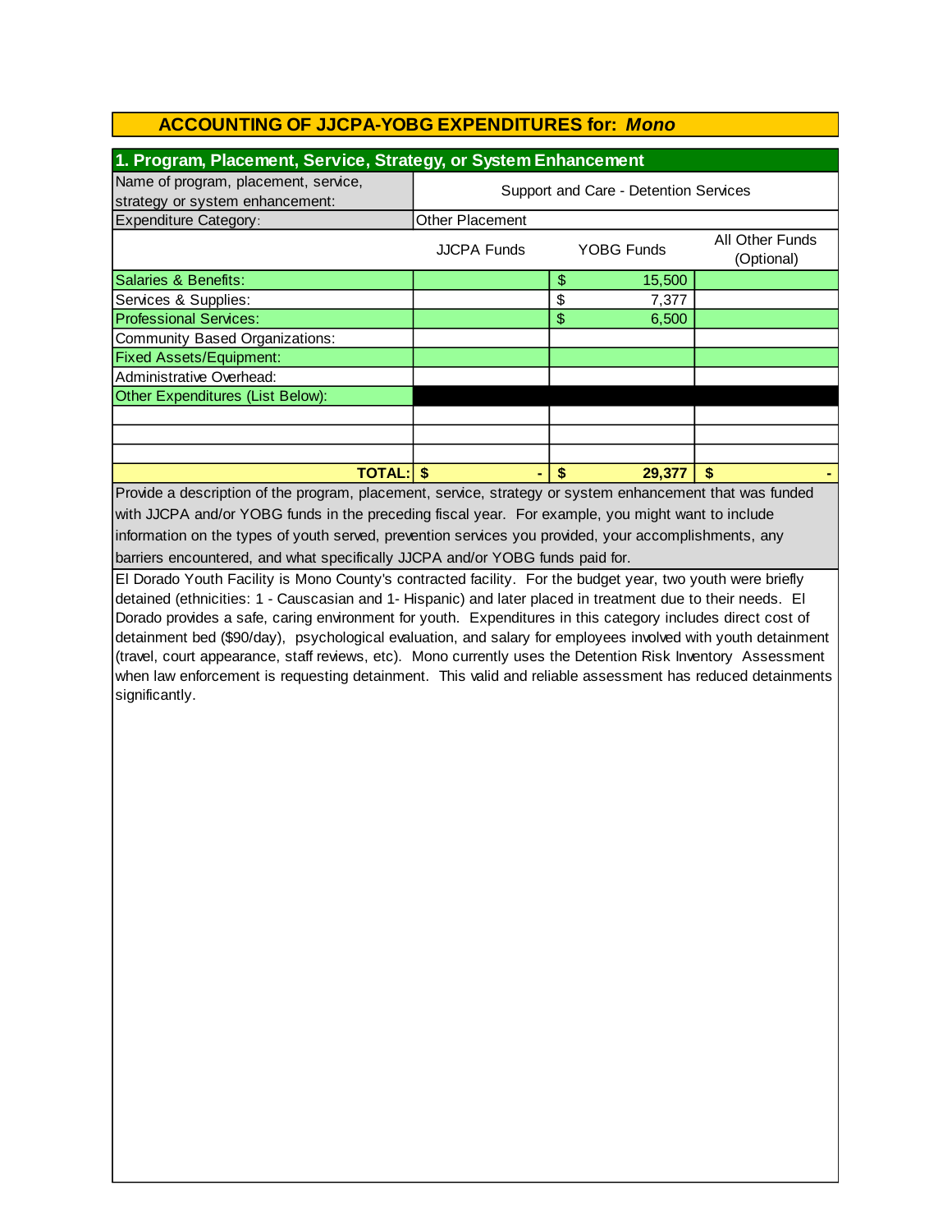# ACCOUNTING OF JJCPA-YOBG EXPENDITURES for: *Mono*

## 1. Program, Placement, Service, Strategy, or System Enhancement

| Name of program, placement, service, strategy or system enhancement: | Support and Care - Detention Services | | |
|---|---|---|---|
| Expenditure Category: | Other Placement | | |
| | JJCPA Funds | YOBG Funds | All Other Funds (Optional) |
| Salaries & Benefits: | | $ 15,500 | |
| Services & Supplies: | | $ 7,377 | |
| Professional Services: | | $ 6,500 | |
| Community Based Organizations: | | | |
| Fixed Assets/Equipment: | | | |
| Administrative Overhead: | | | |
| Other Expenditures (List Below): | | | |
| | | | |
| | | | |
| | | | |
| **TOTAL:** | **$ -** | **$ 29,377** | **$ -** |

Provide a description of the program, placement, service, strategy or system enhancement that was funded with JJCPA and/or YOBG funds in the preceding fiscal year. For example, you might want to include information on the types of youth served, prevention services you provided, your accomplishments, any barriers encountered, and what specifically JJCPA and/or YOBG funds paid for.

El Dorado Youth Facility is Mono County's contracted facility. For the budget year, two youth were briefly detained (ethnicities: 1 - Causcasian and 1- Hispanic) and later placed in treatment due to their needs. El Dorado provides a safe, caring environment for youth. Expenditures in this category includes direct cost of detainment bed ($90/day), psychological evaluation, and salary for employees involved with youth detainment (travel, court appearance, staff reviews, etc). Mono currently uses the Detention Risk Inventory Assessment when law enforcement is requesting detainment. This valid and reliable assessment has reduced detainments significantly.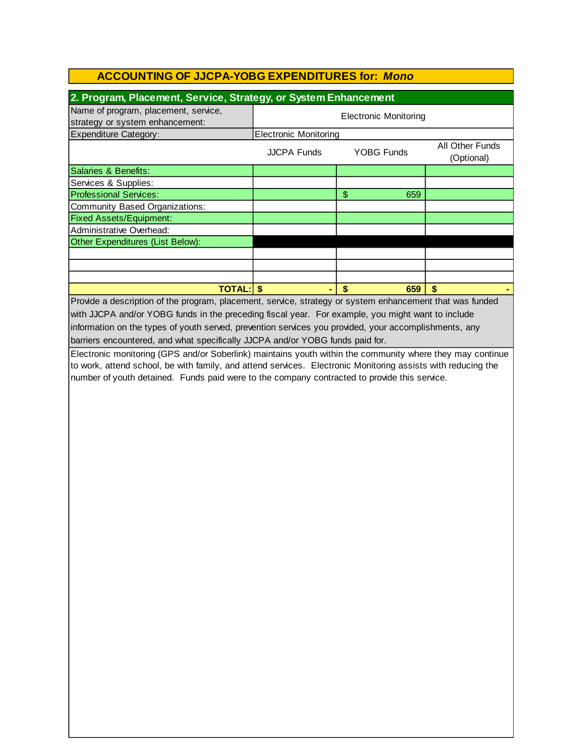## ACCOUNTING OF JJCPA-YOBG EXPENDITURES for: *Mono*

### 2. Program, Placement, Service, Strategy, or System Enhancement

| Name of program, placement, service, strategy or system enhancement: | Electronic Monitoring | | |
|---|---|---|---|
| Expenditure Category: | Electronic Monitoring | | |
| | JJCPA Funds | YOBG Funds | All Other Funds (Optional) |
| Salaries & Benefits: | | | |
| Services & Supplies: | | | |
| Professional Services: | | $ 659 | |
| Community Based Organizations: | | | |
| Fixed Assets/Equipment: | | | |
| Administrative Overhead: | | | |
| Other Expenditures (List Below): | | | |
| | | | |
| | | | |
| | | | |
| **TOTAL:** | **$ -** | **$ 659** | **$ -** |

Provide a description of the program, placement, service, strategy or system enhancement that was funded with JJCPA and/or YOBG funds in the preceding fiscal year. For example, you might want to include information on the types of youth served, prevention services you provided, your accomplishments, any barriers encountered, and what specifically JJCPA and/or YOBG funds paid for.

Electronic monitoring (GPS and/or Soberlink) maintains youth within the community where they may continue to work, attend school, be with family, and attend services. Electronic Monitoring assists with reducing the number of youth detained. Funds paid were to the company contracted to provide this service.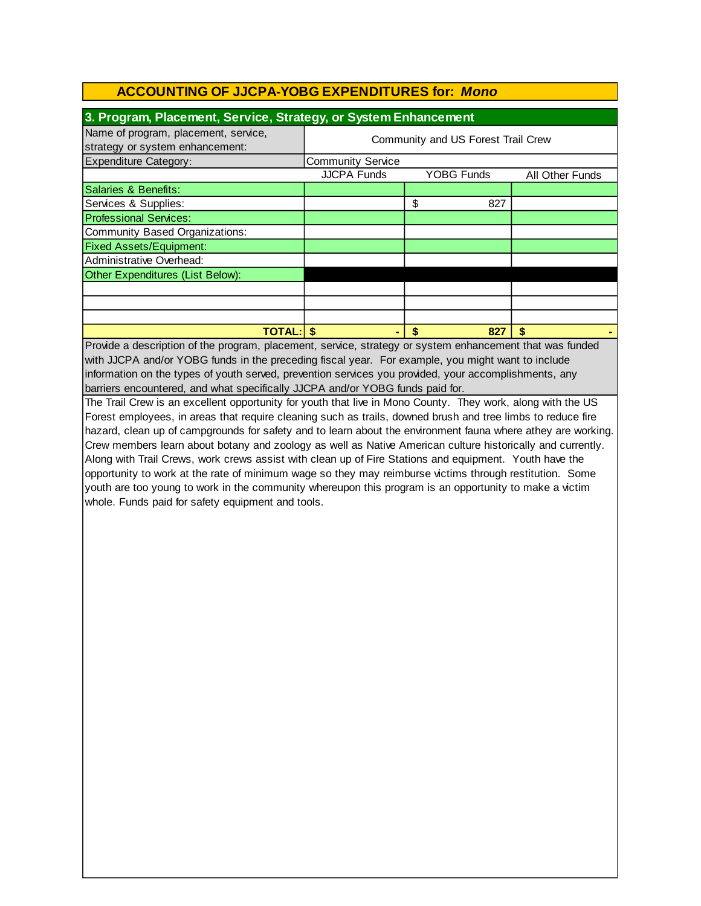## ACCOUNTING OF JJCPA-YOBG EXPENDITURES for: *Mono*

### 3. Program, Placement, Service, Strategy, or System Enhancement

| Name of program, placement, service, strategy or system enhancement: | Community and US Forest Trail Crew | | |
|---|---|---|---|
| Expenditure Category: | Community Service | | |
| | JJCPA Funds | YOBG Funds | All Other Funds |
| Salaries & Benefits: | | | |
| Services & Supplies: | | $ 827 | |
| Professional Services: | | | |
| Community Based Organizations: | | | |
| Fixed Assets/Equipment: | | | |
| Administrative Overhead: | | | |
| Other Expenditures (List Below): | | | |
| | | | |
| | | | |
| | | | |
| **TOTAL:** | **$ -** | **$ 827** | **$ -** |

Provide a description of the program, placement, service, strategy or system enhancement that was funded with JJCPA and/or YOBG funds in the preceding fiscal year. For example, you might want to include information on the types of youth served, prevention services you provided, your accomplishments, any barriers encountered, and what specifically JJCPA and/or YOBG funds paid for.

The Trail Crew is an excellent opportunity for youth that live in Mono County. They work, along with the US Forest employees, in areas that require cleaning such as trails, downed brush and tree limbs to reduce fire hazard, clean up of campgrounds for safety and to learn about the environment fauna where athey are working. Crew members learn about botany and zoology as well as Native American culture historically and currently. Along with Trail Crews, work crews assist with clean up of Fire Stations and equipment. Youth have the opportunity to work at the rate of minimum wage so they may reimburse victims through restitution. Some youth are too young to work in the community whereupon this program is an opportunity to make a victim whole. Funds paid for safety equipment and tools.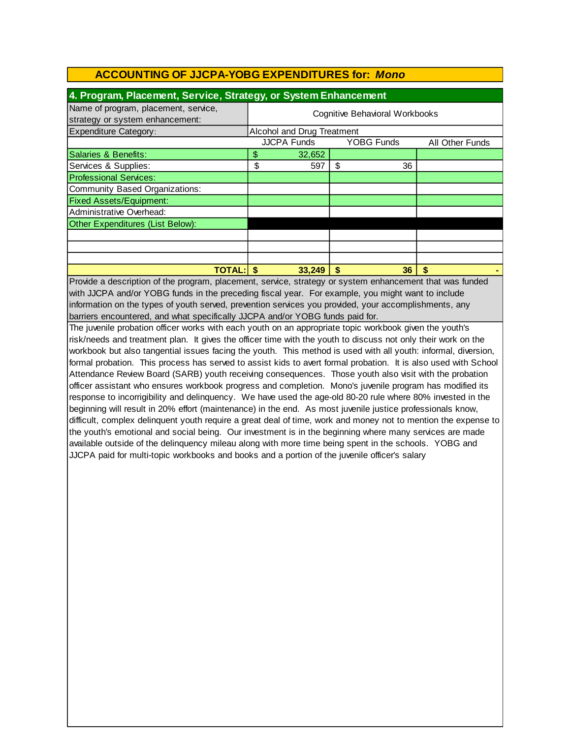## ACCOUNTING OF JJCPA-YOBG EXPENDITURES for: *Mono*

### 4. Program, Placement, Service, Strategy, or System Enhancement

| | | | |
|---|---|---|---|
| Name of program, placement, service, strategy or system enhancement: | Cognitive Behavioral Workbooks | | |
| Expenditure Category: | Alcohol and Drug Treatment | | |
| | JJCPA Funds | YOBG Funds | All Other Funds |
| Salaries & Benefits: | $ 32,652 | | |
| Services & Supplies: | $ 597 | $ 36 | |
| Professional Services: | | | |
| Community Based Organizations: | | | |
| Fixed Assets/Equipment: | | | |
| Administrative Overhead: | | | |
| Other Expenditures (List Below): | | | |
| | | | |
| | | | |
| | | | |
| **TOTAL:** | **$ 33,249** | **$ 36** | **$ -** |

Provide a description of the program, placement, service, strategy or system enhancement that was funded with JJCPA and/or YOBG funds in the preceding fiscal year. For example, you might want to include information on the types of youth served, prevention services you provided, your accomplishments, any barriers encountered, and what specifically JJCPA and/or YOBG funds paid for.

The juvenile probation officer works with each youth on an appropriate topic workbook given the youth's risk/needs and treatment plan. It gives the officer time with the youth to discuss not only their work on the workbook but also tangential issues facing the youth. This method is used with all youth: informal, diversion, formal probation. This process has served to assist kids to avert formal probation. It is also used with School Attendance Review Board (SARB) youth receiving consequences. Those youth also visit with the probation officer assistant who ensures workbook progress and completion. Mono's juvenile program has modified its response to incorrigibility and delinquency. We have used the age-old 80-20 rule where 80% invested in the beginning will result in 20% effort (maintenance) in the end. As most juvenile justice professionals know, difficult, complex delinquent youth require a great deal of time, work and money not to mention the expense to the youth's emotional and social being. Our investment is in the beginning where many services are made available outside of the delinquency mileau along with more time being spent in the schools. YOBG and JJCPA paid for multi-topic workbooks and books and a portion of the juvenile officer's salary